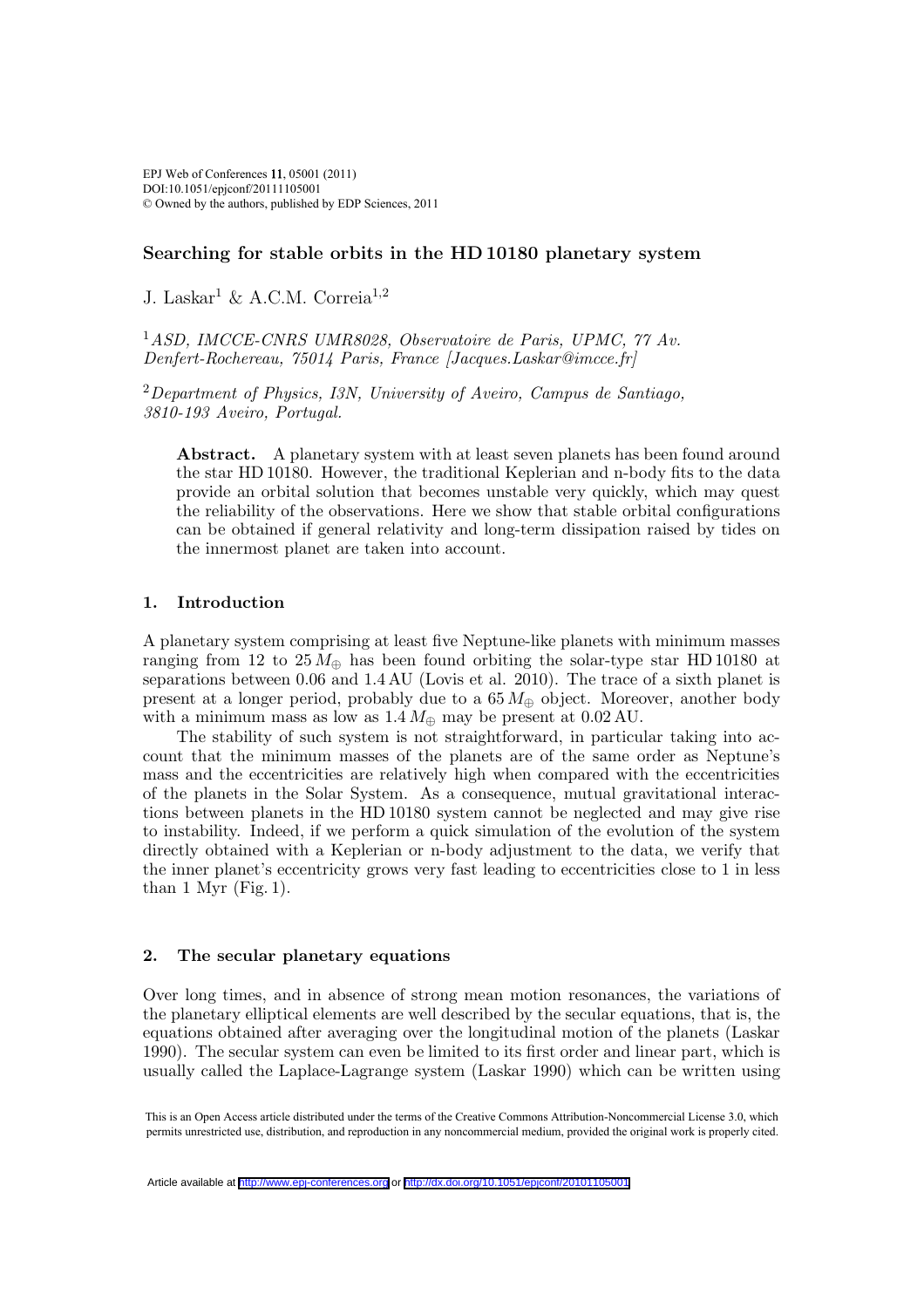# Searching for stable orbits in the HD 10180 planetary system

J. Laskar[1] & A.C.M. Correia[1,2]

[1] *ASD, IMCCE-CNRS UMR8028, Observatoire de Paris, UPMC, 77 Av. Denfert-Rochereau, 75014 Paris, France [Jacques.Laskar@imcce.fr]*

[2] *Department of Physics, I3N, University of Aveiro, Campus de Santiago, 3810-193 Aveiro, Portugal.*

**Abstract.** A planetary system with at least seven planets has been found around the star HD 10180. However, the traditional Keplerian and n-body fits to the data provide an orbital solution that becomes unstable very quickly, which may quest the reliability of the observations. Here we show that stable orbital configurations can be obtained if general relativity and long-term dissipation raised by tides on the innermost planet are taken into account.

## 1. Introduction

A planetary system comprising at least five Neptune-like planets with minimum masses ranging from 12 to 25 $M_\oplus$ has been found orbiting the solar-type star HD 10180 at separations between 0.06 and 1.4 AU (Lovis et al. 2010). The trace of a sixth planet is present at a longer period, probably due to a 65 $M_\oplus$ object. Moreover, another body with a minimum mass as low as 1.4 $M_\oplus$ may be present at 0.02 AU.

The stability of such system is not straightforward, in particular taking into account that the minimum masses of the planets are of the same order as Neptune's mass and the eccentricities are relatively high when compared with the eccentricities of the planets in the Solar System. As a consequence, mutual gravitational interactions between planets in the HD 10180 system cannot be neglected and may give rise to instability. Indeed, if we perform a quick simulation of the evolution of the system directly obtained with a Keplerian or n-body adjustment to the data, we verify that the inner planet's eccentricity grows very fast leading to eccentricities close to 1 in less than 1 Myr (Fig. 1).

## 2. The secular planetary equations

Over long times, and in absence of strong mean motion resonances, the variations of the planetary elliptical elements are well described by the secular equations, that is, the equations obtained after averaging over the longitudinal motion of the planets (Laskar 1990). The secular system can even be limited to its first order and linear part, which is usually called the Laplace-Lagrange system (Laskar 1990) which can be written using

This is an Open Access article distributed under the terms of the Creative Commons Attribution-Noncommercial License 3.0, which permits unrestricted use, distribution, and reproduction in any noncommercial medium, provided the original work is properly cited.

Article available at http://www.epj-conferences.org or http://dx.doi.org/10.1051/epjconf/20101105001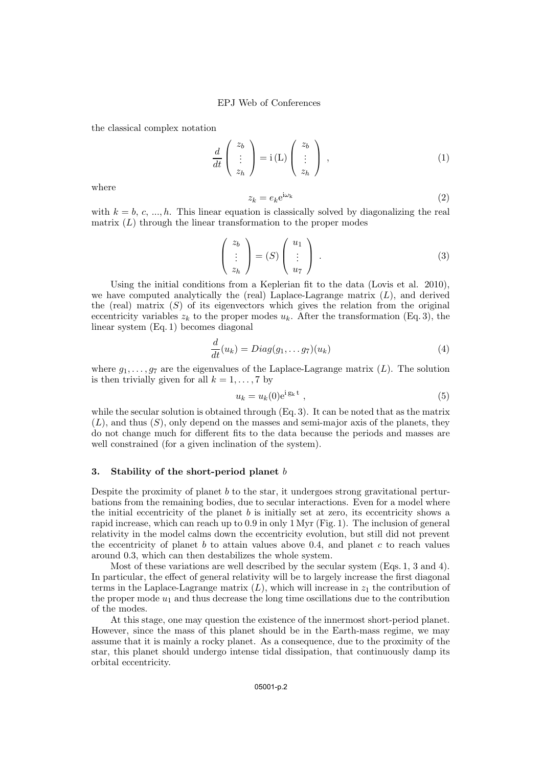the classical complex notation

$$\frac{d}{dt}\begin{pmatrix} z_b \\ \vdots \\ z_h \end{pmatrix} = \mathrm{i}\,(\mathrm{L})\begin{pmatrix} z_b \\ \vdots \\ z_h \end{pmatrix}, \tag{1}$$

where

$$z_k = e_k \mathrm{e}^{\mathrm{i}\omega_\mathrm{k}} \tag{2}$$

with $k = b, c, ..., h$. This linear equation is classically solved by diagonalizing the real matrix $(L)$ through the linear transformation to the proper modes

$$\begin{pmatrix} z_b \\ \vdots \\ z_h \end{pmatrix} = (S)\begin{pmatrix} u_1 \\ \vdots \\ u_7 \end{pmatrix}. \tag{3}$$

Using the initial conditions from a Keplerian fit to the data (Lovis et al. 2010), we have computed analytically the (real) Laplace-Lagrange matrix $(L)$, and derived the (real) matrix $(S)$ of its eigenvectors which gives the relation from the original eccentricity variables $z_k$ to the proper modes $u_k$. After the transformation (Eq. 3), the linear system (Eq. 1) becomes diagonal

$$\frac{d}{dt}(u_k) = Diag(g_1, \ldots g_7)(u_k) \tag{4}$$

where $g_1, \ldots, g_7$ are the eigenvalues of the Laplace-Lagrange matrix $(L)$. The solution is then trivially given for all $k = 1, \ldots, 7$ by

$$u_k = u_k(0)\mathrm{e}^{\mathrm{i}\,\mathrm{g_k}\,\mathrm{t}}, \tag{5}$$

while the secular solution is obtained through (Eq. 3). It can be noted that as the matrix $(L)$, and thus $(S)$, only depend on the masses and semi-major axis of the planets, they do not change much for different fits to the data because the periods and masses are well constrained (for a given inclination of the system).

### 3. Stability of the short-period planet $b$

Despite the proximity of planet $b$ to the star, it undergoes strong gravitational perturbations from the remaining bodies, due to secular interactions. Even for a model where the initial eccentricity of the planet $b$ is initially set at zero, its eccentricity shows a rapid increase, which can reach up to 0.9 in only 1 Myr (Fig. 1). The inclusion of general relativity in the model calms down the eccentricity evolution, but still did not prevent the eccentricity of planet $b$ to attain values above 0.4, and planet $c$ to reach values around 0.3, which can then destabilizes the whole system.

Most of these variations are well described by the secular system (Eqs. 1, 3 and 4). In particular, the effect of general relativity will be to largely increase the first diagonal terms in the Laplace-Lagrange matrix $(L)$, which will increase in $z_1$ the contribution of the proper mode $u_1$ and thus decrease the long time oscillations due to the contribution of the modes.

At this stage, one may question the existence of the innermost short-period planet. However, since the mass of this planet should be in the Earth-mass regime, we may assume that it is mainly a rocky planet. As a consequence, due to the proximity of the star, this planet should undergo intense tidal dissipation, that continuously damp its orbital eccentricity.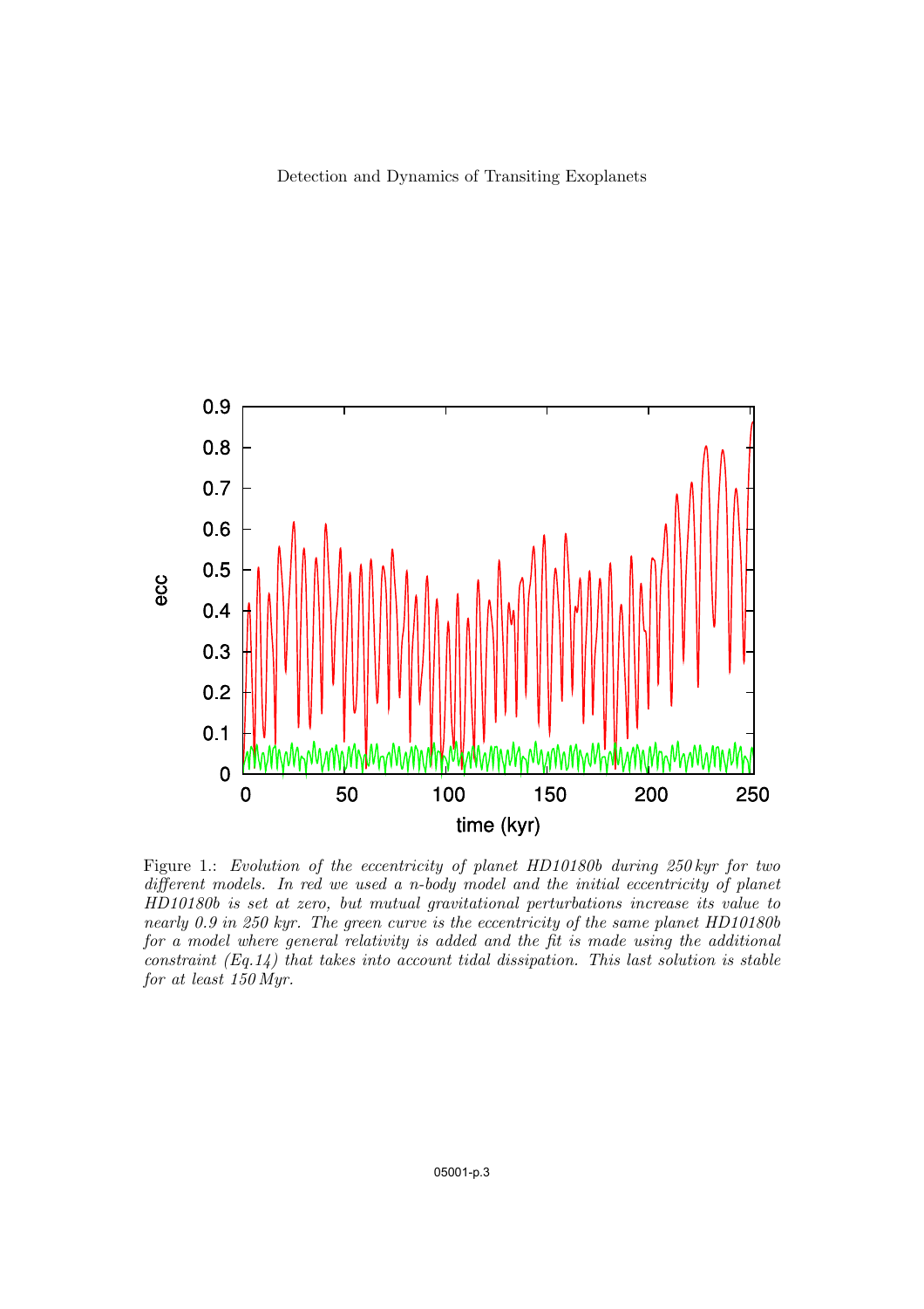Figure 1.: *Evolution of the eccentricity of planet HD10180b during 250 kyr for two different models. In red we used a n-body model and the initial eccentricity of planet HD10180b is set at zero, but mutual gravitational perturbations increase its value to nearly 0.9 in 250 kyr. The green curve is the eccentricity of the same planet HD10180b for a model where general relativity is added and the fit is made using the additional constraint (Eq.14) that takes into account tidal dissipation. This last solution is stable for at least 150 Myr.*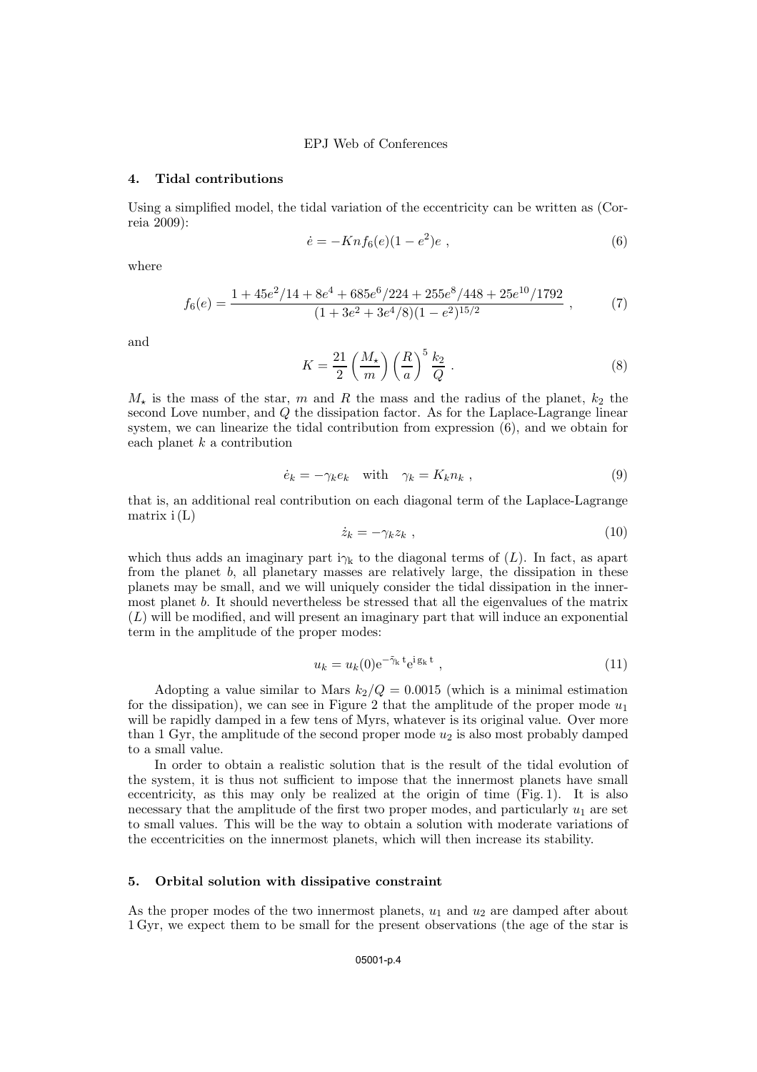## 4. Tidal contributions

Using a simplified model, the tidal variation of the eccentricity can be written as (Correia 2009):

$$\dot{e} = -Knf_6(e)(1-e^2)e \ , \tag{6}$$

where

$$f_6(e) = \frac{1 + 45e^2/14 + 8e^4 + 685e^6/224 + 255e^8/448 + 25e^{10}/1792}{(1+3e^2+3e^4/8)(1-e^2)^{15/2}} \ , \tag{7}$$

and

$$K = \frac{21}{2}\left(\frac{M_\star}{m}\right)\left(\frac{R}{a}\right)^5 \frac{k_2}{Q} \ . \tag{8}$$

$M_\star$ is the mass of the star, $m$ and $R$ the mass and the radius of the planet, $k_2$ the second Love number, and $Q$ the dissipation factor. As for the Laplace-Lagrange linear system, we can linearize the tidal contribution from expression (6), and we obtain for each planet $k$ a contribution

$$\dot{e}_k = -\gamma_k e_k \quad \text{with} \quad \gamma_k = K_k n_k \ , \tag{9}$$

that is, an additional real contribution on each diagonal term of the Laplace-Lagrange matrix $\mathrm{i}\,(\mathrm{L})$

$$\dot{z}_k = -\gamma_k z_k \ , \tag{10}$$

which thus adds an imaginary part $\mathrm{i}\gamma_\mathrm{k}$ to the diagonal terms of $(L)$. In fact, as apart from the planet $b$, all planetary masses are relatively large, the dissipation in these planets may be small, and we will uniquely consider the tidal dissipation in the innermost planet $b$. It should nevertheless be stressed that all the eigenvalues of the matrix $(L)$ will be modified, and will present an imaginary part that will induce an exponential term in the amplitude of the proper modes:

$$u_k = u_k(0)\mathrm{e}^{-\tilde{\gamma}_\mathrm{k}\,\mathrm{t}}\mathrm{e}^{\mathrm{i}\,\mathrm{g}_\mathrm{k}\,\mathrm{t}} \ , \tag{11}$$

Adopting a value similar to Mars $k_2/Q = 0.0015$ (which is a minimal estimation for the dissipation), we can see in Figure 2 that the amplitude of the proper mode $u_1$ will be rapidly damped in a few tens of Myrs, whatever is its original value. Over more than 1 Gyr, the amplitude of the second proper mode $u_2$ is also most probably damped to a small value.

In order to obtain a realistic solution that is the result of the tidal evolution of the system, it is thus not sufficient to impose that the innermost planets have small eccentricity, as this may only be realized at the origin of time (Fig. 1). It is also necessary that the amplitude of the first two proper modes, and particularly $u_1$ are set to small values. This will be the way to obtain a solution with moderate variations of the eccentricities on the innermost planets, which will then increase its stability.

## 5. Orbital solution with dissipative constraint

As the proper modes of the two innermost planets, $u_1$ and $u_2$ are damped after about 1 Gyr, we expect them to be small for the present observations (the age of the star is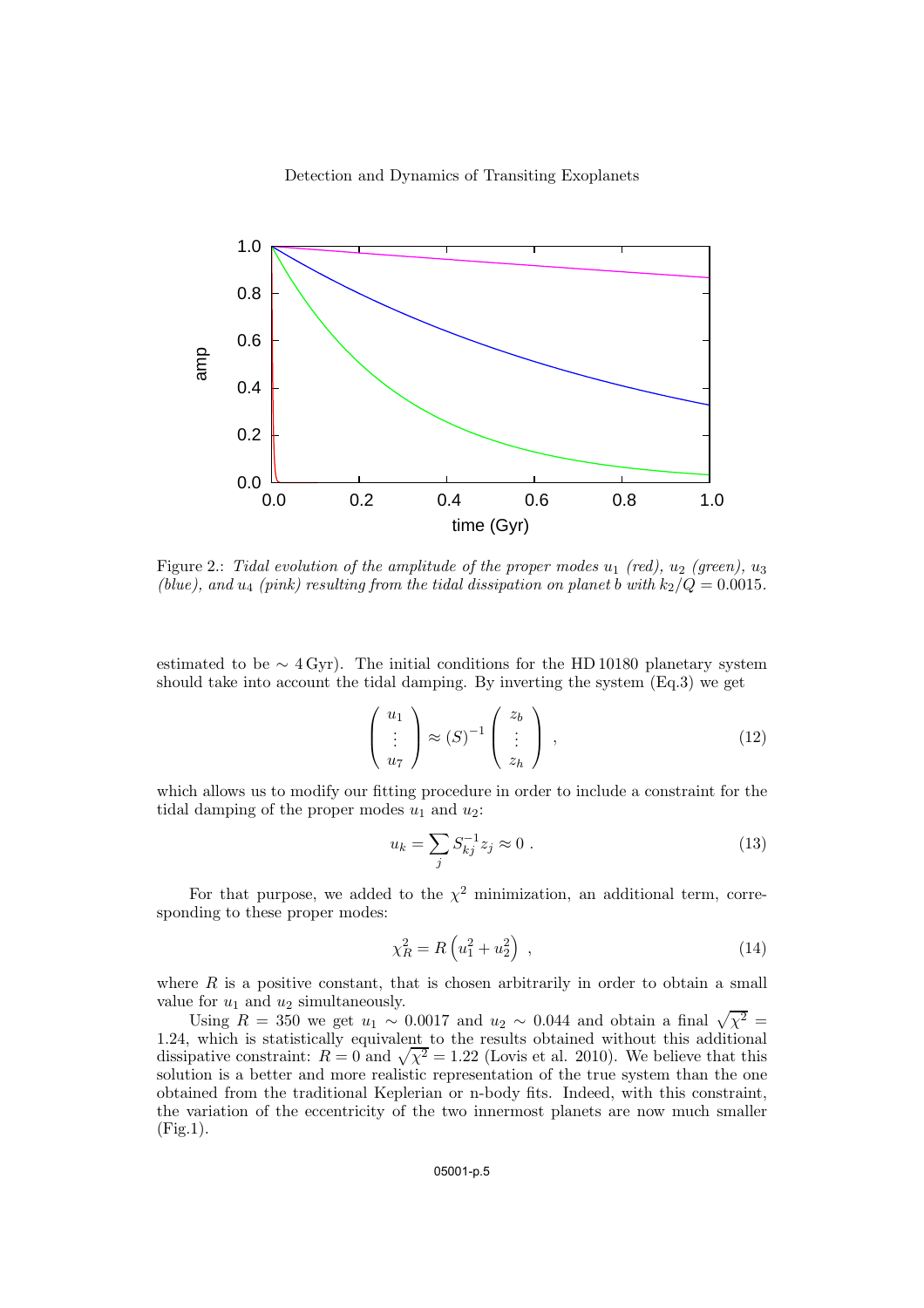Figure 2.: *Tidal evolution of the amplitude of the proper modes $u_1$ (red), $u_2$ (green), $u_3$ (blue), and $u_4$ (pink) resulting from the tidal dissipation on planet b with $k_2/Q = 0.0015$.*

estimated to be $\sim 4\,\mathrm{Gyr}$). The initial conditions for the HD 10180 planetary system should take into account the tidal damping. By inverting the system (Eq.3) we get

$$\begin{pmatrix} u_1 \\ \vdots \\ u_7 \end{pmatrix} \approx (S)^{-1} \begin{pmatrix} z_b \\ \vdots \\ z_h \end{pmatrix} , \tag{12}$$

which allows us to modify our fitting procedure in order to include a constraint for the tidal damping of the proper modes $u_1$ and $u_2$:

$$u_k = \sum_j S^{-1}_{kj} z_j \approx 0 \; . \tag{13}$$

For that purpose, we added to the $\chi^2$ minimization, an additional term, corresponding to these proper modes:

$$\chi^2_R = R \left( u_1^2 + u_2^2 \right) \; , \tag{14}$$

where $R$ is a positive constant, that is chosen arbitrarily in order to obtain a small value for $u_1$ and $u_2$ simultaneously.

Using $R = 350$ we get $u_1 \sim 0.0017$ and $u_2 \sim 0.044$ and obtain a final $\sqrt{\chi^2} = 1.24$, which is statistically equivalent to the results obtained without this additional dissipative constraint: $R = 0$ and $\sqrt{\chi^2} = 1.22$ (Lovis et al. 2010). We believe that this solution is a better and more realistic representation of the true system than the one obtained from the traditional Keplerian or n-body fits. Indeed, with this constraint, the variation of the eccentricity of the two innermost planets are now much smaller (Fig.1).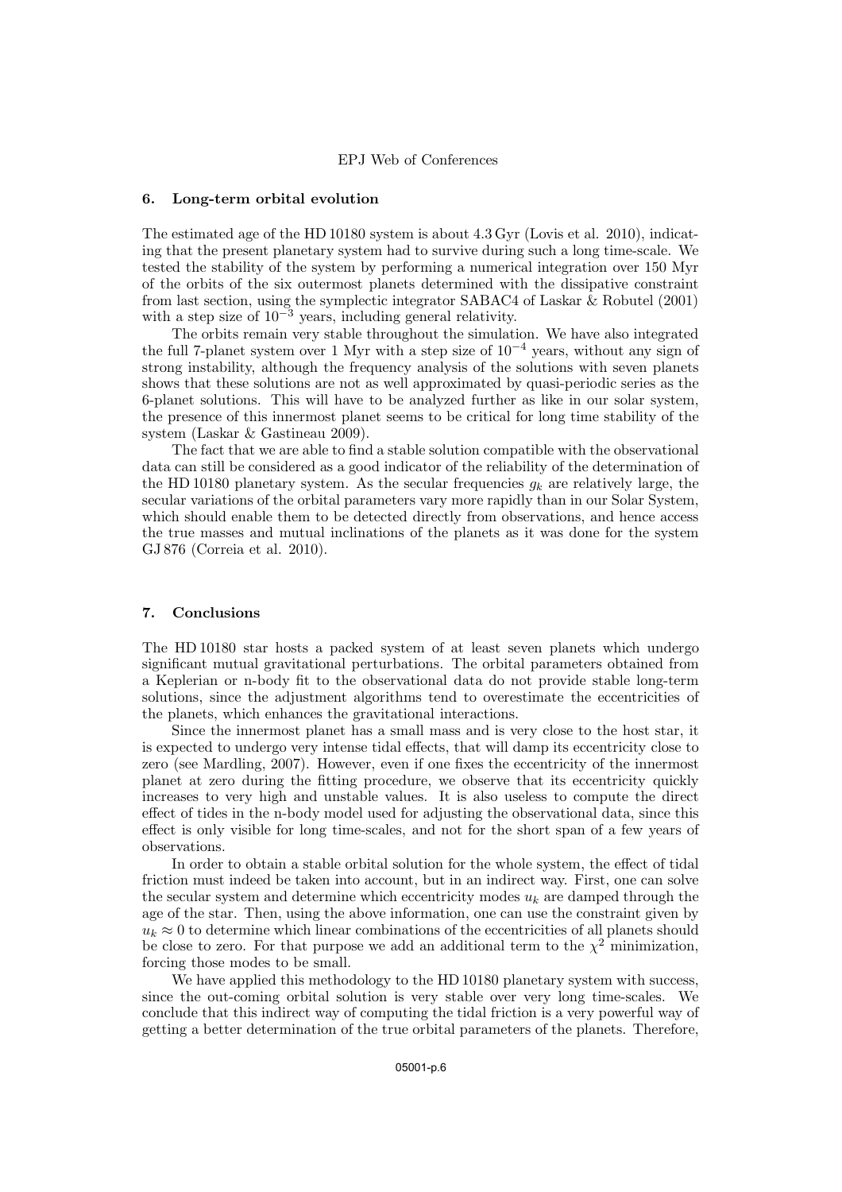## 6. Long-term orbital evolution

The estimated age of the HD 10180 system is about 4.3 Gyr (Lovis et al. 2010), indicating that the present planetary system had to survive during such a long time-scale. We tested the stability of the system by performing a numerical integration over 150 Myr of the orbits of the six outermost planets determined with the dissipative constraint from last section, using the symplectic integrator SABAC4 of Laskar & Robutel (2001) with a step size of $10^{-3}$ years, including general relativity.

The orbits remain very stable throughout the simulation. We have also integrated the full 7-planet system over 1 Myr with a step size of $10^{-4}$ years, without any sign of strong instability, although the frequency analysis of the solutions with seven planets shows that these solutions are not as well approximated by quasi-periodic series as the 6-planet solutions. This will have to be analyzed further as like in our solar system, the presence of this innermost planet seems to be critical for long time stability of the system (Laskar & Gastineau 2009).

The fact that we are able to find a stable solution compatible with the observational data can still be considered as a good indicator of the reliability of the determination of the HD 10180 planetary system. As the secular frequencies $g_k$ are relatively large, the secular variations of the orbital parameters vary more rapidly than in our Solar System, which should enable them to be detected directly from observations, and hence access the true masses and mutual inclinations of the planets as it was done for the system GJ 876 (Correia et al. 2010).

## 7. Conclusions

The HD 10180 star hosts a packed system of at least seven planets which undergo significant mutual gravitational perturbations. The orbital parameters obtained from a Keplerian or n-body fit to the observational data do not provide stable long-term solutions, since the adjustment algorithms tend to overestimate the eccentricities of the planets, which enhances the gravitational interactions.

Since the innermost planet has a small mass and is very close to the host star, it is expected to undergo very intense tidal effects, that will damp its eccentricity close to zero (see Mardling, 2007). However, even if one fixes the eccentricity of the innermost planet at zero during the fitting procedure, we observe that its eccentricity quickly increases to very high and unstable values. It is also useless to compute the direct effect of tides in the n-body model used for adjusting the observational data, since this effect is only visible for long time-scales, and not for the short span of a few years of observations.

In order to obtain a stable orbital solution for the whole system, the effect of tidal friction must indeed be taken into account, but in an indirect way. First, one can solve the secular system and determine which eccentricity modes $u_k$ are damped through the age of the star. Then, using the above information, one can use the constraint given by $u_k \approx 0$ to determine which linear combinations of the eccentricities of all planets should be close to zero. For that purpose we add an additional term to the $\chi^2$ minimization, forcing those modes to be small.

We have applied this methodology to the HD 10180 planetary system with success, since the out-coming orbital solution is very stable over very long time-scales. We conclude that this indirect way of computing the tidal friction is a very powerful way of getting a better determination of the true orbital parameters of the planets. Therefore,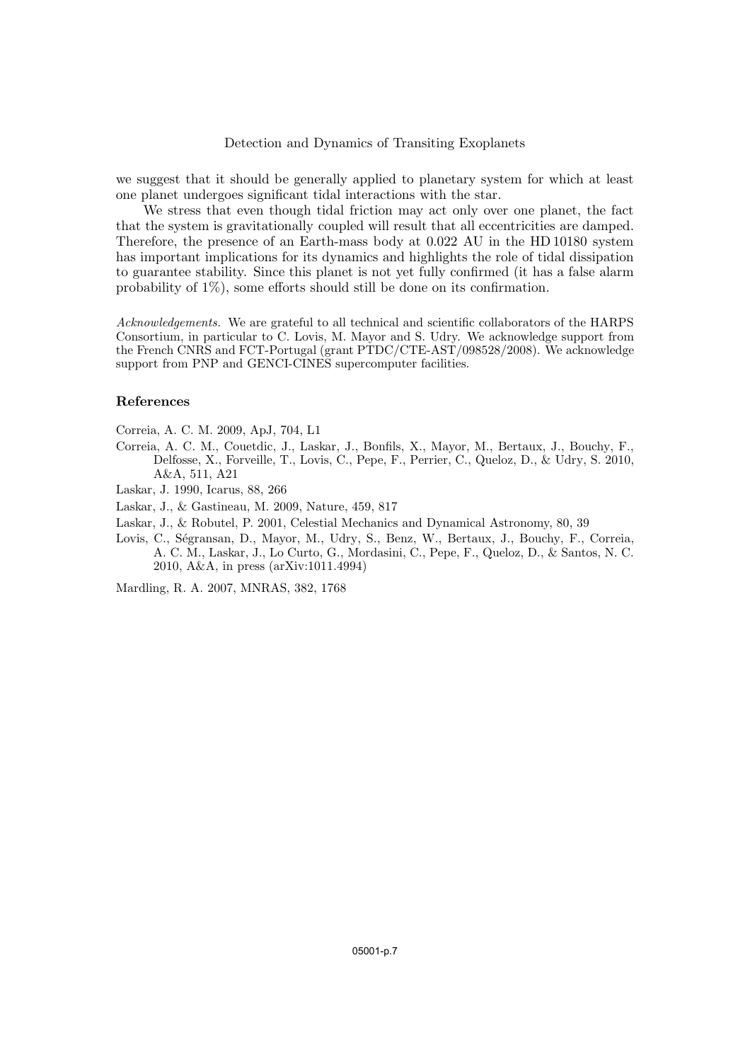we suggest that it should be generally applied to planetary system for which at least one planet undergoes significant tidal interactions with the star.

We stress that even though tidal friction may act only over one planet, the fact that the system is gravitationally coupled will result that all eccentricities are damped. Therefore, the presence of an Earth-mass body at 0.022 AU in the HD 10180 system has important implications for its dynamics and highlights the role of tidal dissipation to guarantee stability. Since this planet is not yet fully confirmed (it has a false alarm probability of 1%), some efforts should still be done on its confirmation.

*Acknowledgements.* We are grateful to all technical and scientific collaborators of the HARPS Consortium, in particular to C. Lovis, M. Mayor and S. Udry. We acknowledge support from the French CNRS and FCT-Portugal (grant PTDC/CTE-AST/098528/2008). We acknowledge support from PNP and GENCI-CINES supercomputer facilities.

### References

Correia, A. C. M. 2009, ApJ, 704, L1

Correia, A. C. M., Couetdic, J., Laskar, J., Bonfils, X., Mayor, M., Bertaux, J., Bouchy, F., Delfosse, X., Forveille, T., Lovis, C., Pepe, F., Perrier, C., Queloz, D., & Udry, S. 2010, A&A, 511, A21

Laskar, J. 1990, Icarus, 88, 266

Laskar, J., & Gastineau, M. 2009, Nature, 459, 817

Laskar, J., & Robutel, P. 2001, Celestial Mechanics and Dynamical Astronomy, 80, 39

Lovis, C., Ségransan, D., Mayor, M., Udry, S., Benz, W., Bertaux, J., Bouchy, F., Correia, A. C. M., Laskar, J., Lo Curto, G., Mordasini, C., Pepe, F., Queloz, D., & Santos, N. C. 2010, A&A, in press (arXiv:1011.4994)

Mardling, R. A. 2007, MNRAS, 382, 1768